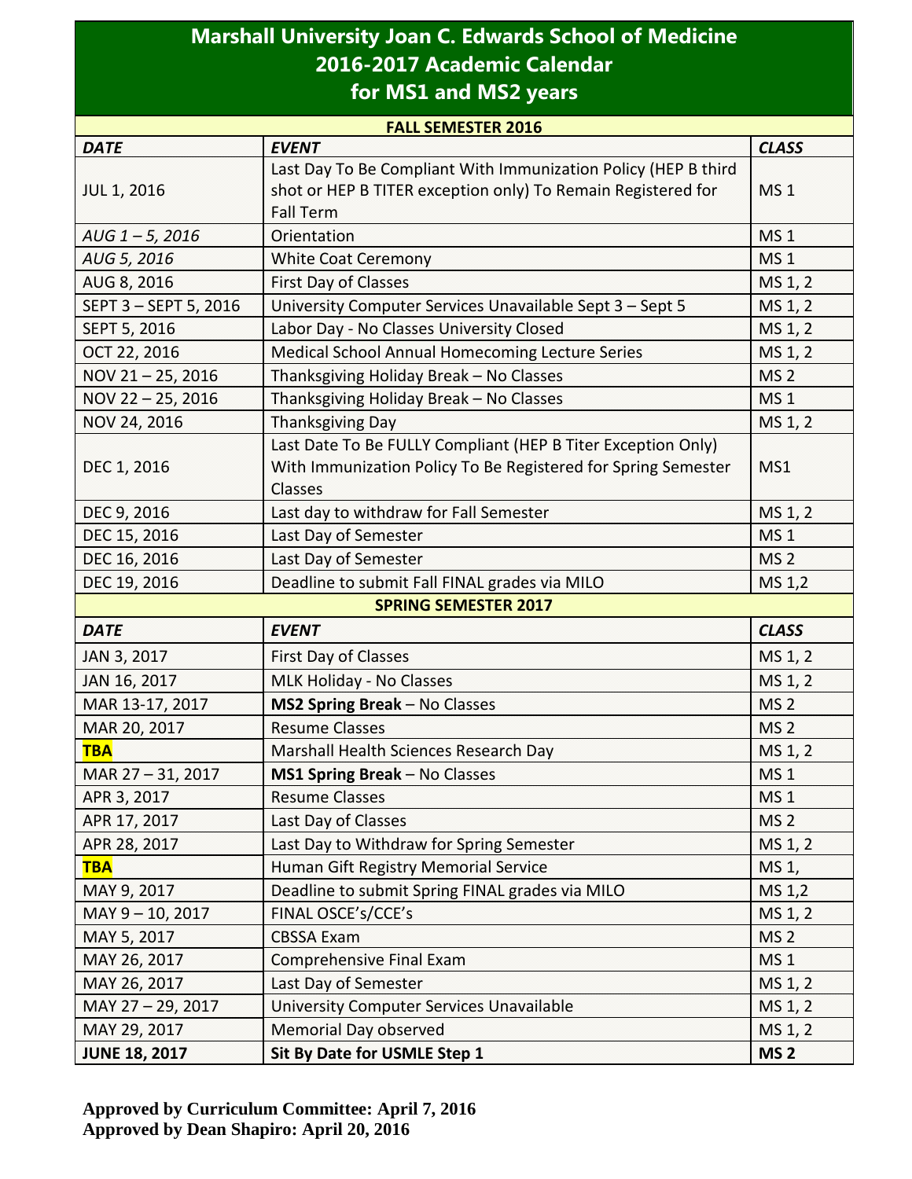# Marshall University Joan C. Edwards School of Medicine
# 2016-2017 Academic Calendar
# for MS1 and MS2 years

| FALL SEMESTER 2016 | | |
|---|---|---|
| ***DATE*** | ***EVENT*** | ***CLASS*** |
| JUL 1, 2016 | Last Day To Be Compliant With Immunization Policy (HEP B third shot or HEP B TITER exception only) To Remain Registered for Fall Term | MS 1 |
| *AUG 1 – 5, 2016* | Orientation | MS 1 |
| *AUG 5, 2016* | White Coat Ceremony | MS 1 |
| AUG 8, 2016 | First Day of Classes | MS 1, 2 |
| SEPT 3 – SEPT 5, 2016 | University Computer Services Unavailable Sept 3 – Sept 5 | MS 1, 2 |
| SEPT 5, 2016 | Labor Day - No Classes University Closed | MS 1, 2 |
| OCT 22, 2016 | Medical School Annual Homecoming Lecture Series | MS 1, 2 |
| NOV 21 – 25, 2016 | Thanksgiving Holiday Break – No Classes | MS 2 |
| NOV 22 – 25, 2016 | Thanksgiving Holiday Break – No Classes | MS 1 |
| NOV 24, 2016 | Thanksgiving Day | MS 1, 2 |
| DEC 1, 2016 | Last Date To Be FULLY Compliant (HEP B Titer Exception Only) With Immunization Policy To Be Registered for Spring Semester Classes | MS1 |
| DEC 9, 2016 | Last day to withdraw for Fall Semester | MS 1, 2 |
| DEC 15, 2016 | Last Day of Semester | MS 1 |
| DEC 16, 2016 | Last Day of Semester | MS 2 |
| DEC 19, 2016 | Deadline to submit Fall FINAL grades via MILO | MS 1,2 |

| SPRING SEMESTER 2017 | | |
|---|---|---|
| ***DATE*** | ***EVENT*** | ***CLASS*** |
| JAN 3, 2017 | First Day of Classes | MS 1, 2 |
| JAN 16, 2017 | MLK Holiday - No Classes | MS 1, 2 |
| MAR 13-17, 2017 | **MS2 Spring Break** – No Classes | MS 2 |
| MAR 20, 2017 | Resume Classes | MS 2 |
| **TBA** | Marshall Health Sciences Research Day | MS 1, 2 |
| MAR 27 – 31, 2017 | **MS1 Spring Break** – No Classes | MS 1 |
| APR 3, 2017 | Resume Classes | MS 1 |
| APR 17, 2017 | Last Day of Classes | MS 2 |
| APR 28, 2017 | Last Day to Withdraw for Spring Semester | MS 1, 2 |
| **TBA** | Human Gift Registry Memorial Service | MS 1, |
| MAY 9, 2017 | Deadline to submit Spring FINAL grades via MILO | MS 1,2 |
| MAY 9 – 10, 2017 | FINAL OSCE's/CCE's | MS 1, 2 |
| MAY 5, 2017 | CBSSA Exam | MS 2 |
| MAY 26, 2017 | Comprehensive Final Exam | MS 1 |
| MAY 26, 2017 | Last Day of Semester | MS 1, 2 |
| MAY 27 – 29, 2017 | University Computer Services Unavailable | MS 1, 2 |
| MAY 29, 2017 | Memorial Day observed | MS 1, 2 |
| **JUNE 18, 2017** | **Sit By Date for USMLE Step 1** | **MS 2** |

**Approved by Curriculum Committee: April 7, 2016**
**Approved by Dean Shapiro: April 20, 2016**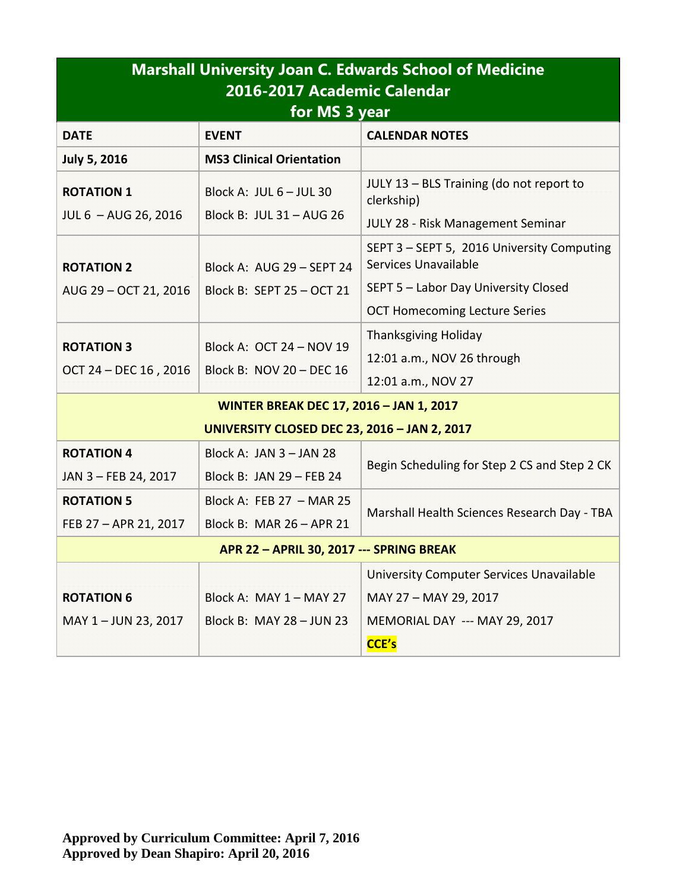# Marshall University Joan C. Edwards School of Medicine
## 2016-2017 Academic Calendar
## for MS 3 year

| DATE | EVENT | CALENDAR NOTES |
|---|---|---|
| **July 5, 2016** | **MS3 Clinical Orientation** | |
| **ROTATION 1**<br>JUL 6 – AUG 26, 2016 | Block A: JUL 6 – JUL 30<br>Block B: JUL 31 – AUG 26 | JULY 13 – BLS Training (do not report to clerkship)<br>JULY 28 - Risk Management Seminar |
| **ROTATION 2**<br>AUG 29 – OCT 21, 2016 | Block A: AUG 29 – SEPT 24<br>Block B: SEPT 25 – OCT 21 | SEPT 3 – SEPT 5, 2016 University Computing Services Unavailable<br>SEPT 5 – Labor Day University Closed<br>OCT Homecoming Lecture Series |
| **ROTATION 3**<br>OCT 24 – DEC 16 , 2016 | Block A: OCT 24 – NOV 19<br>Block B: NOV 20 – DEC 16 | Thanksgiving Holiday<br>12:01 a.m., NOV 26 through<br>12:01 a.m., NOV 27 |
| **WINTER BREAK DEC 17, 2016 – JAN 1, 2017**<br>**UNIVERSITY CLOSED DEC 23, 2016 – JAN 2, 2017** | | |
| **ROTATION 4**<br>JAN 3 – FEB 24, 2017 | Block A: JAN 3 – JAN 28<br>Block B: JAN 29 – FEB 24 | Begin Scheduling for Step 2 CS and Step 2 CK |
| **ROTATION 5**<br>FEB 27 – APR 21, 2017 | Block A: FEB 27 – MAR 25<br>Block B: MAR 26 – APR 21 | Marshall Health Sciences Research Day - TBA |
| **APR 22 – APRIL 30, 2017 --- SPRING BREAK** | | |
| **ROTATION 6**<br>MAY 1 – JUN 23, 2017 | Block A: MAY 1 – MAY 27<br>Block B: MAY 28 – JUN 23 | University Computer Services Unavailable<br>MAY 27 – MAY 29, 2017<br>MEMORIAL DAY --- MAY 29, 2017<br>**CCE's** |

**Approved by Curriculum Committee: April 7, 2016**
**Approved by Dean Shapiro: April 20, 2016**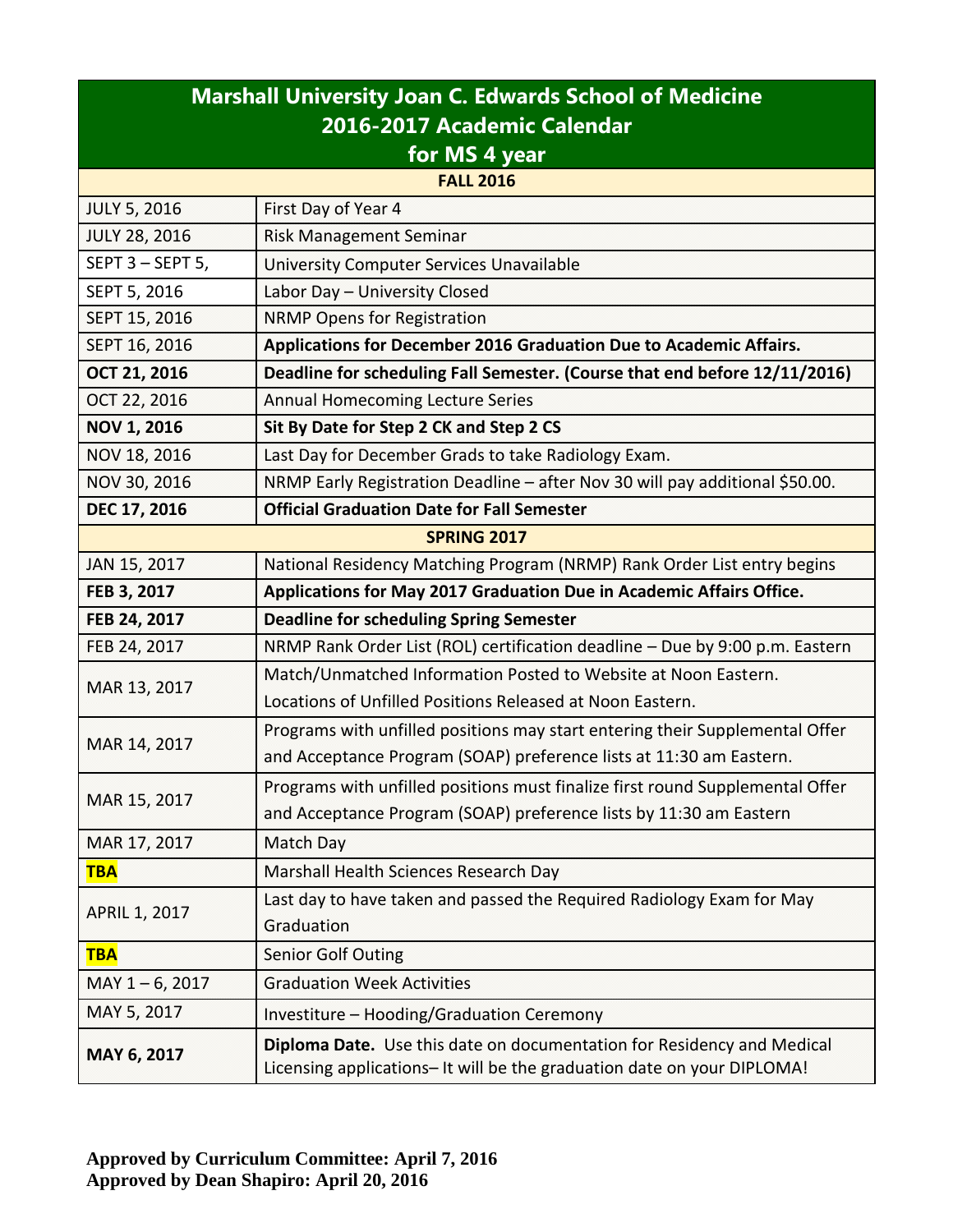| Marshall University Joan C. Edwards School of Medicine 2016-2017 Academic Calendar for MS 4 year | |
|---|---|
| **FALL 2016** | |
| JULY 5, 2016 | First Day of Year 4 |
| JULY 28, 2016 | Risk Management Seminar |
| SEPT 3 – SEPT 5, | University Computer Services Unavailable |
| SEPT 5, 2016 | Labor Day – University Closed |
| SEPT 15, 2016 | NRMP Opens for Registration |
| SEPT 16, 2016 | **Applications for December 2016 Graduation Due to Academic Affairs.** |
| **OCT 21, 2016** | **Deadline for scheduling Fall Semester. (Course that end before 12/11/2016)** |
| OCT 22, 2016 | Annual Homecoming Lecture Series |
| **NOV 1, 2016** | **Sit By Date for Step 2 CK and Step 2 CS** |
| NOV 18, 2016 | Last Day for December Grads to take Radiology Exam. |
| NOV 30, 2016 | NRMP Early Registration Deadline – after Nov 30 will pay additional $50.00. |
| **DEC 17, 2016** | **Official Graduation Date for Fall Semester** |
| **SPRING 2017** | |
| JAN 15, 2017 | National Residency Matching Program (NRMP) Rank Order List entry begins |
| **FEB 3, 2017** | **Applications for May 2017 Graduation Due in Academic Affairs Office.** |
| **FEB 24, 2017** | **Deadline for scheduling Spring Semester** |
| FEB 24, 2017 | NRMP Rank Order List (ROL) certification deadline – Due by 9:00 p.m. Eastern |
| MAR 13, 2017 | Match/Unmatched Information Posted to Website at Noon Eastern. Locations of Unfilled Positions Released at Noon Eastern. |
| MAR 14, 2017 | Programs with unfilled positions may start entering their Supplemental Offer and Acceptance Program (SOAP) preference lists at 11:30 am Eastern. |
| MAR 15, 2017 | Programs with unfilled positions must finalize first round Supplemental Offer and Acceptance Program (SOAP) preference lists by 11:30 am Eastern |
| MAR 17, 2017 | Match Day |
| **TBA** | Marshall Health Sciences Research Day |
| APRIL 1, 2017 | Last day to have taken and passed the Required Radiology Exam for May Graduation |
| **TBA** | Senior Golf Outing |
| MAY 1 – 6, 2017 | Graduation Week Activities |
| MAY 5, 2017 | Investiture – Hooding/Graduation Ceremony |
| **MAY 6, 2017** | **Diploma Date.** Use this date on documentation for Residency and Medical Licensing applications– It will be the graduation date on your DIPLOMA! |

**Approved by Curriculum Committee: April 7, 2016**
**Approved by Dean Shapiro: April 20, 2016**